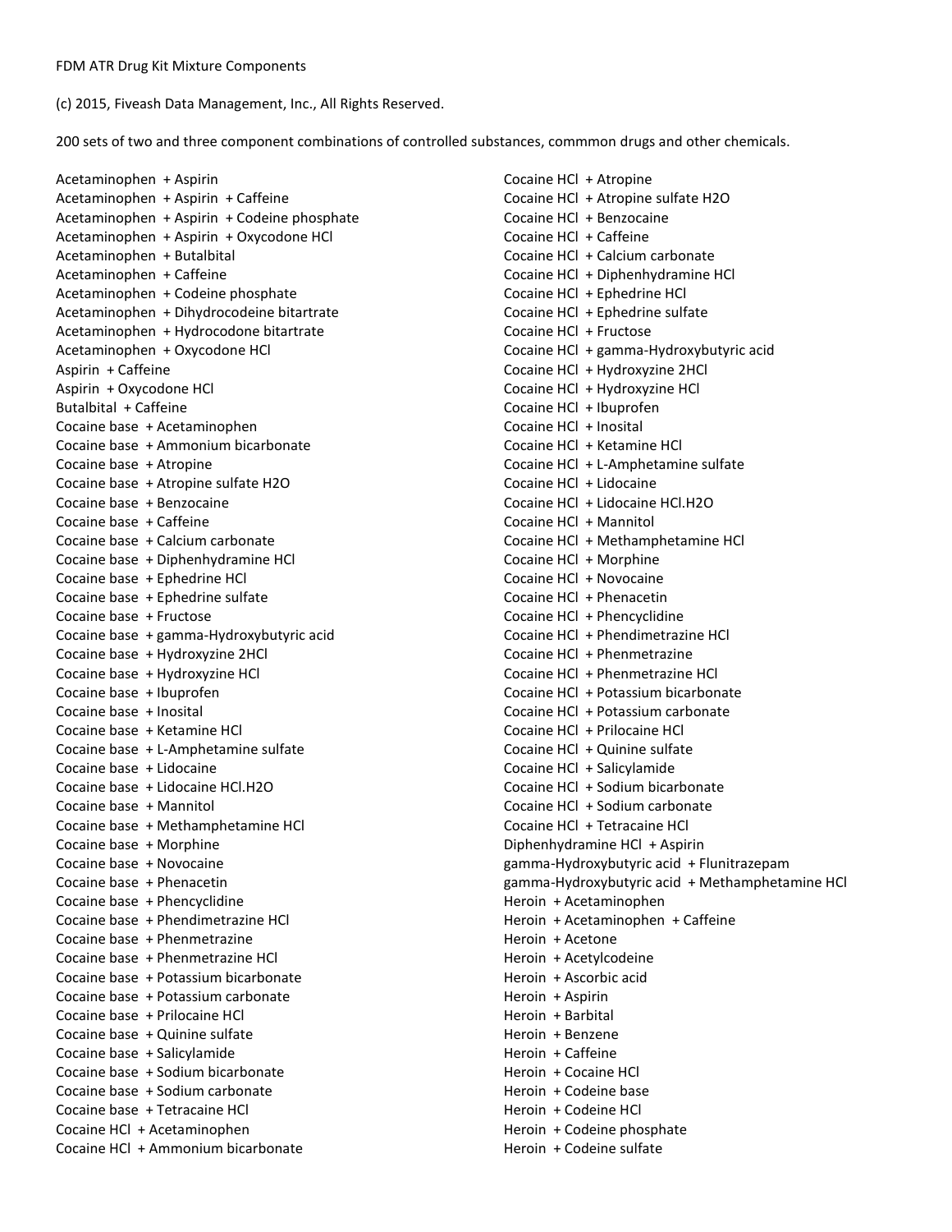FDM ATR Drug Kit Mixture Components

(c) 2015, Fiveash Data Management, Inc., All Rights Reserved.

200 sets of two and three component combinations of controlled substances, commmon drugs and other chemicals.

Acetaminophen + Aspirin
Acetaminophen + Aspirin + Caffeine
Acetaminophen + Aspirin + Codeine phosphate
Acetaminophen + Aspirin + Oxycodone HCl
Acetaminophen + Butalbital
Acetaminophen + Caffeine
Acetaminophen + Codeine phosphate
Acetaminophen + Dihydrocodeine bitartrate
Acetaminophen + Hydrocodone bitartrate
Acetaminophen + Oxycodone HCl
Aspirin + Caffeine
Aspirin + Oxycodone HCl
Butalbital + Caffeine
Cocaine base + Acetaminophen
Cocaine base + Ammonium bicarbonate
Cocaine base + Atropine
Cocaine base + Atropine sulfate H2O
Cocaine base + Benzocaine
Cocaine base + Caffeine
Cocaine base + Calcium carbonate
Cocaine base + Diphenhydramine HCl
Cocaine base + Ephedrine HCl
Cocaine base + Ephedrine sulfate
Cocaine base + Fructose
Cocaine base + gamma-Hydroxybutyric acid
Cocaine base + Hydroxyzine 2HCl
Cocaine base + Hydroxyzine HCl
Cocaine base + Ibuprofen
Cocaine base + Inosital
Cocaine base + Ketamine HCl
Cocaine base + L-Amphetamine sulfate
Cocaine base + Lidocaine
Cocaine base + Lidocaine HCl.H2O
Cocaine base + Mannitol
Cocaine base + Methamphetamine HCl
Cocaine base + Morphine
Cocaine base + Novocaine
Cocaine base + Phenacetin
Cocaine base + Phencyclidine
Cocaine base + Phendimetrazine HCl
Cocaine base + Phenmetrazine
Cocaine base + Phenmetrazine HCl
Cocaine base + Potassium bicarbonate
Cocaine base + Potassium carbonate
Cocaine base + Prilocaine HCl
Cocaine base + Quinine sulfate
Cocaine base + Salicylamide
Cocaine base + Sodium bicarbonate
Cocaine base + Sodium carbonate
Cocaine base + Tetracaine HCl
Cocaine HCl + Acetaminophen
Cocaine HCl + Ammonium bicarbonate
Cocaine HCl + Atropine
Cocaine HCl + Atropine sulfate H2O
Cocaine HCl + Benzocaine
Cocaine HCl + Caffeine
Cocaine HCl + Calcium carbonate
Cocaine HCl + Diphenhydramine HCl
Cocaine HCl + Ephedrine HCl
Cocaine HCl + Ephedrine sulfate
Cocaine HCl + Fructose
Cocaine HCl + gamma-Hydroxybutyric acid
Cocaine HCl + Hydroxyzine 2HCl
Cocaine HCl + Hydroxyzine HCl
Cocaine HCl + Ibuprofen
Cocaine HCl + Inosital
Cocaine HCl + Ketamine HCl
Cocaine HCl + L-Amphetamine sulfate
Cocaine HCl + Lidocaine
Cocaine HCl + Lidocaine HCl.H2O
Cocaine HCl + Mannitol
Cocaine HCl + Methamphetamine HCl
Cocaine HCl + Morphine
Cocaine HCl + Novocaine
Cocaine HCl + Phenacetin
Cocaine HCl + Phencyclidine
Cocaine HCl + Phendimetrazine HCl
Cocaine HCl + Phenmetrazine
Cocaine HCl + Phenmetrazine HCl
Cocaine HCl + Potassium bicarbonate
Cocaine HCl + Potassium carbonate
Cocaine HCl + Prilocaine HCl
Cocaine HCl + Quinine sulfate
Cocaine HCl + Salicylamide
Cocaine HCl + Sodium bicarbonate
Cocaine HCl + Sodium carbonate
Cocaine HCl + Tetracaine HCl
Diphenhydramine HCl + Aspirin
gamma-Hydroxybutyric acid + Flunitrazepam
gamma-Hydroxybutyric acid + Methamphetamine HCl
Heroin + Acetaminophen
Heroin + Acetaminophen + Caffeine
Heroin + Acetone
Heroin + Acetylcodeine
Heroin + Ascorbic acid
Heroin + Aspirin
Heroin + Barbital
Heroin + Benzene
Heroin + Caffeine
Heroin + Cocaine HCl
Heroin + Codeine base
Heroin + Codeine HCl
Heroin + Codeine phosphate
Heroin + Codeine sulfate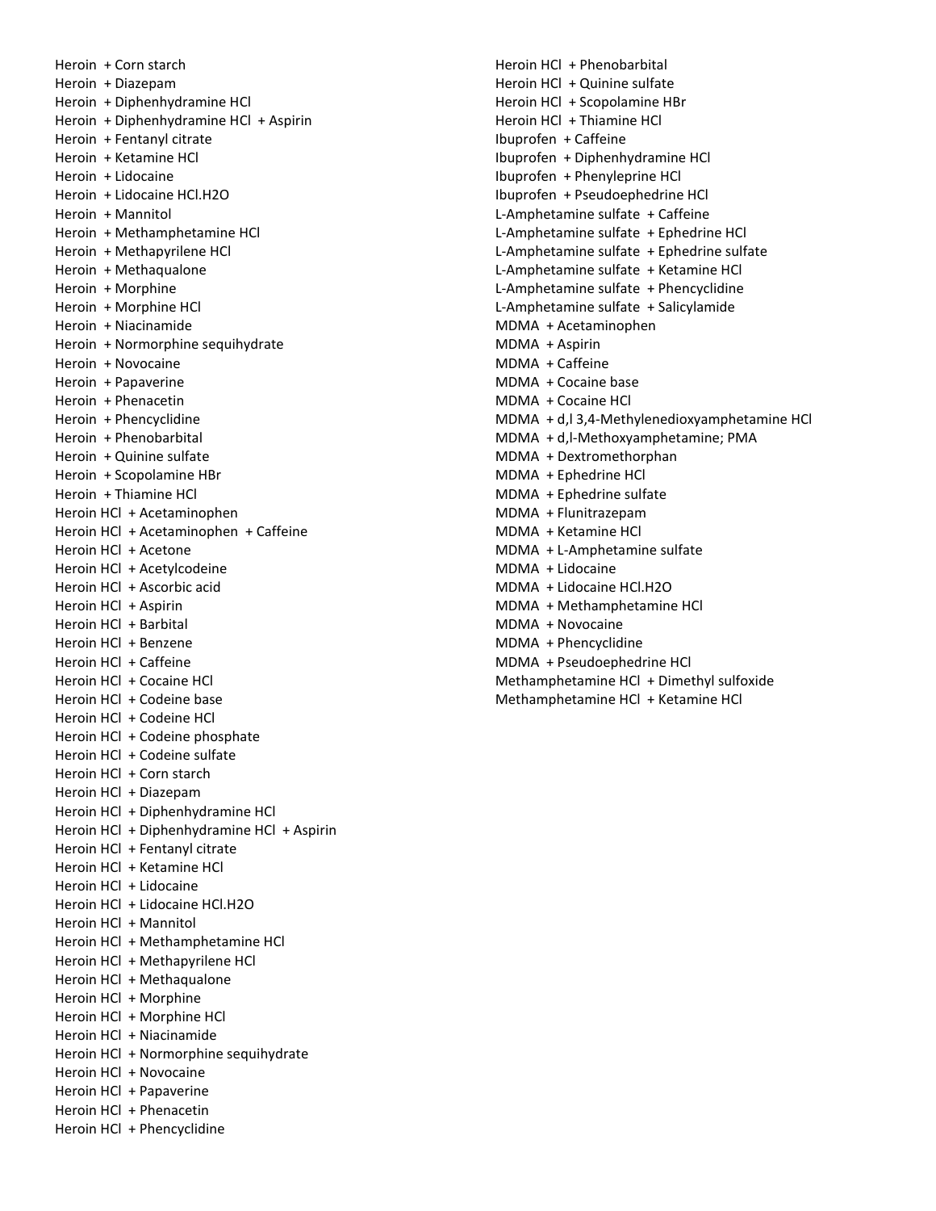Heroin + Corn starch
Heroin + Diazepam
Heroin + Diphenhydramine HCl
Heroin + Diphenhydramine HCl + Aspirin
Heroin + Fentanyl citrate
Heroin + Ketamine HCl
Heroin + Lidocaine
Heroin + Lidocaine HCl.H2O
Heroin + Mannitol
Heroin + Methamphetamine HCl
Heroin + Methapyrilene HCl
Heroin + Methaqualone
Heroin + Morphine
Heroin + Morphine HCl
Heroin + Niacinamide
Heroin + Normorphine sequihydrate
Heroin + Novocaine
Heroin + Papaverine
Heroin + Phenacetin
Heroin + Phencyclidine
Heroin + Phenobarbital
Heroin + Quinine sulfate
Heroin + Scopolamine HBr
Heroin + Thiamine HCl
Heroin HCl + Acetaminophen
Heroin HCl + Acetaminophen + Caffeine
Heroin HCl + Acetone
Heroin HCl + Acetylcodeine
Heroin HCl + Ascorbic acid
Heroin HCl + Aspirin
Heroin HCl + Barbital
Heroin HCl + Benzene
Heroin HCl + Caffeine
Heroin HCl + Cocaine HCl
Heroin HCl + Codeine base
Heroin HCl + Codeine HCl
Heroin HCl + Codeine phosphate
Heroin HCl + Codeine sulfate
Heroin HCl + Corn starch
Heroin HCl + Diazepam
Heroin HCl + Diphenhydramine HCl
Heroin HCl + Diphenhydramine HCl + Aspirin
Heroin HCl + Fentanyl citrate
Heroin HCl + Ketamine HCl
Heroin HCl + Lidocaine
Heroin HCl + Lidocaine HCl.H2O
Heroin HCl + Mannitol
Heroin HCl + Methamphetamine HCl
Heroin HCl + Methapyrilene HCl
Heroin HCl + Methaqualone
Heroin HCl + Morphine
Heroin HCl + Morphine HCl
Heroin HCl + Niacinamide
Heroin HCl + Normorphine sequihydrate
Heroin HCl + Novocaine
Heroin HCl + Papaverine
Heroin HCl + Phenacetin
Heroin HCl + Phencyclidine
Heroin HCl + Phenobarbital
Heroin HCl + Quinine sulfate
Heroin HCl + Scopolamine HBr
Heroin HCl + Thiamine HCl
Ibuprofen + Caffeine
Ibuprofen + Diphenhydramine HCl
Ibuprofen + Phenyleprine HCl
Ibuprofen + Pseudoephedrine HCl
L-Amphetamine sulfate + Caffeine
L-Amphetamine sulfate + Ephedrine HCl
L-Amphetamine sulfate + Ephedrine sulfate
L-Amphetamine sulfate + Ketamine HCl
L-Amphetamine sulfate + Phencyclidine
L-Amphetamine sulfate + Salicylamide
MDMA + Acetaminophen
MDMA + Aspirin
MDMA + Caffeine
MDMA + Cocaine base
MDMA + Cocaine HCl
MDMA + d,l 3,4-Methylenedioxyamphetamine HCl
MDMA + d,l-Methoxyamphetamine; PMA
MDMA + Dextromethorphan
MDMA + Ephedrine HCl
MDMA + Ephedrine sulfate
MDMA + Flunitrazepam
MDMA + Ketamine HCl
MDMA + L-Amphetamine sulfate
MDMA + Lidocaine
MDMA + Lidocaine HCl.H2O
MDMA + Methamphetamine HCl
MDMA + Novocaine
MDMA + Phencyclidine
MDMA + Pseudoephedrine HCl
Methamphetamine HCl + Dimethyl sulfoxide
Methamphetamine HCl + Ketamine HCl